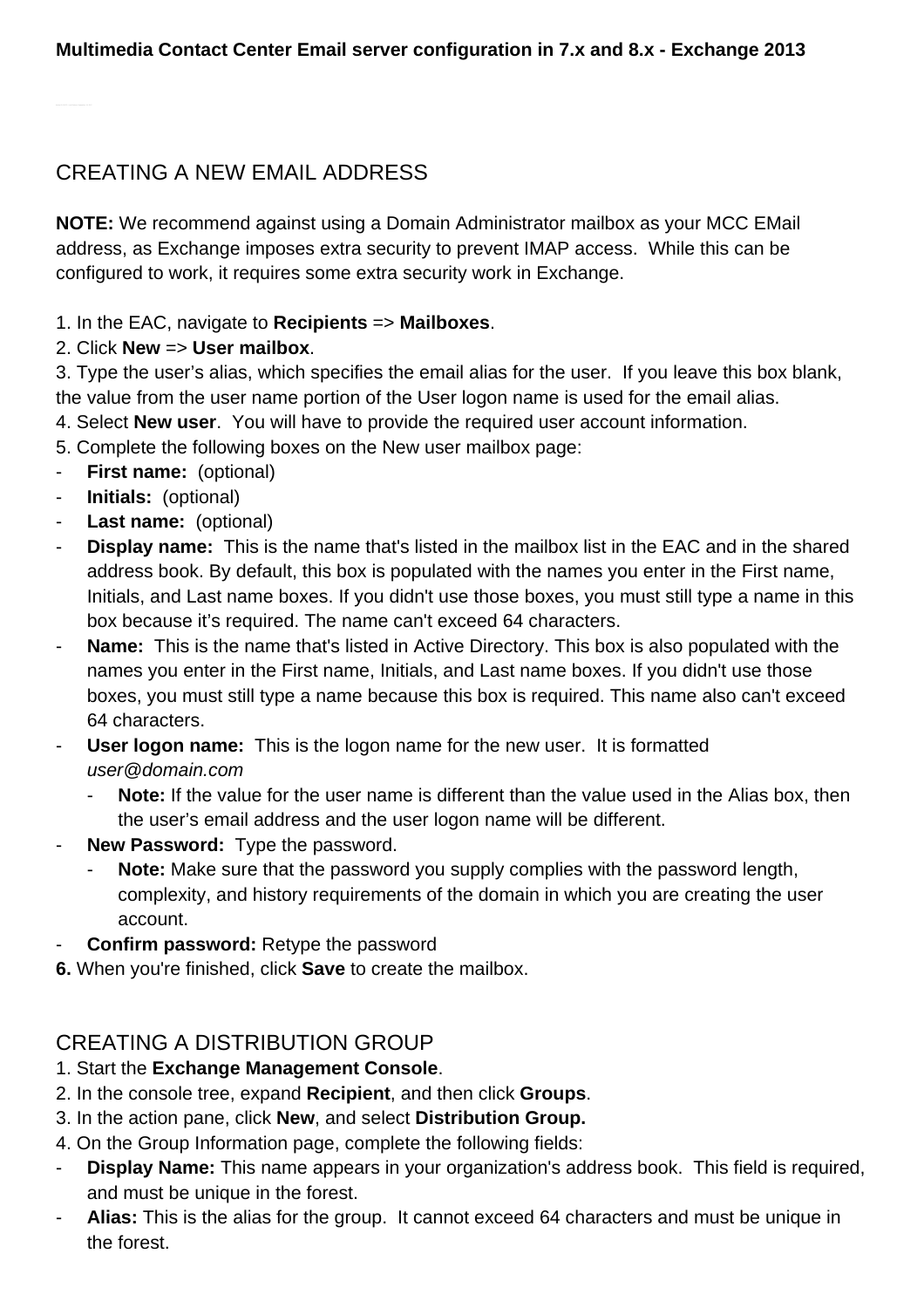**Multimedia Contact Center Email server configuration in 7.x and 8.x - Exchange 2013**

## CREATING A NEW EMAIL ADDRESS

**NOTE:** We recommend against using a Domain Administrator mailbox as your MCC EMail address, as Exchange imposes extra security to prevent IMAP access. While this can be configured to work, it requires some extra security work in Exchange.

1. In the EAC, navigate to **Recipients** => **Mailboxes**.
2. Click **New** => **User mailbox**.
3. Type the user's alias, which specifies the email alias for the user. If you leave this box blank, the value from the user name portion of the User logon name is used for the email alias.
4. Select **New user**. You will have to provide the required user account information.
5. Complete the following boxes on the New user mailbox page:

- **First name:** (optional)
- **Initials:** (optional)
- **Last name:** (optional)
- **Display name:** This is the name that's listed in the mailbox list in the EAC and in the shared address book. By default, this box is populated with the names you enter in the First name, Initials, and Last name boxes. If you didn't use those boxes, you must still type a name in this box because it's required. The name can't exceed 64 characters.
- **Name:** This is the name that's listed in Active Directory. This box is also populated with the names you enter in the First name, Initials, and Last name boxes. If you didn't use those boxes, you must still type a name because this box is required. This name also can't exceed 64 characters.
- **User logon name:** This is the logon name for the new user. It is formatted *user@domain.com*
  - **Note:** If the value for the user name is different than the value used in the Alias box, then the user's email address and the user logon name will be different.
- **New Password:** Type the password.
  - **Note:** Make sure that the password you supply complies with the password length, complexity, and history requirements of the domain in which you are creating the user account.
- **Confirm password:** Retype the password

**6.** When you're finished, click **Save** to create the mailbox.

## CREATING A DISTRIBUTION GROUP

1. Start the **Exchange Management Console**.
2. In the console tree, expand **Recipient**, and then click **Groups**.
3. In the action pane, click **New**, and select **Distribution Group.**
4. On the Group Information page, complete the following fields:

- **Display Name:** This name appears in your organization's address book. This field is required, and must be unique in the forest.
- **Alias:** This is the alias for the group. It cannot exceed 64 characters and must be unique in the forest.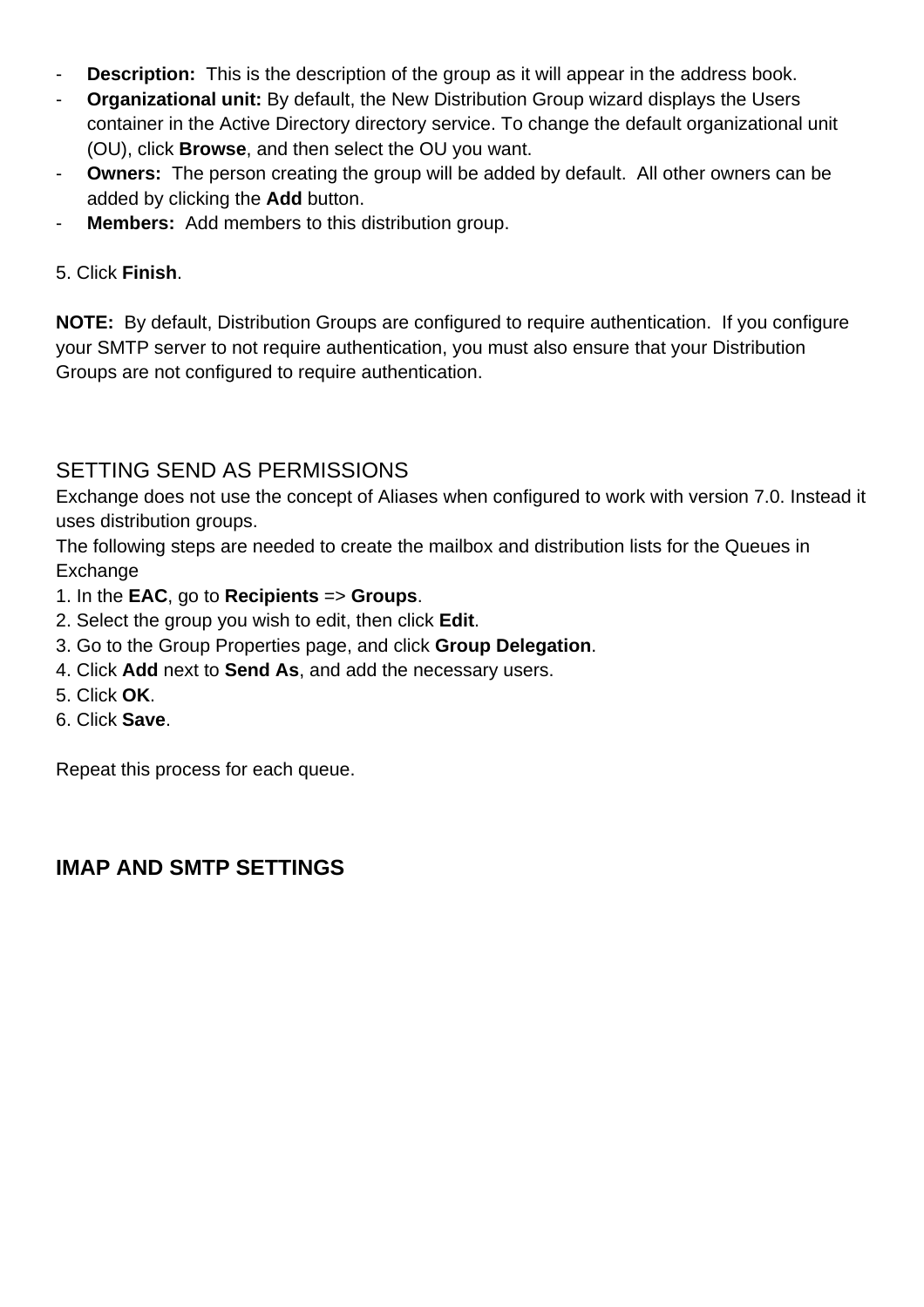- **Description:** This is the description of the group as it will appear in the address book.
- **Organizational unit:** By default, the New Distribution Group wizard displays the Users container in the Active Directory directory service. To change the default organizational unit (OU), click **Browse**, and then select the OU you want.
- **Owners:** The person creating the group will be added by default. All other owners can be added by clicking the **Add** button.
- **Members:** Add members to this distribution group.

5. Click **Finish**.

**NOTE:** By default, Distribution Groups are configured to require authentication. If you configure your SMTP server to not require authentication, you must also ensure that your Distribution Groups are not configured to require authentication.

## SETTING SEND AS PERMISSIONS

Exchange does not use the concept of Aliases when configured to work with version 7.0. Instead it uses distribution groups.

The following steps are needed to create the mailbox and distribution lists for the Queues in Exchange

1. In the **EAC**, go to **Recipients** => **Groups**.
2. Select the group you wish to edit, then click **Edit**.
3. Go to the Group Properties page, and click **Group Delegation**.
4. Click **Add** next to **Send As**, and add the necessary users.
5. Click **OK**.
6. Click **Save**.

Repeat this process for each queue.

## IMAP AND SMTP SETTINGS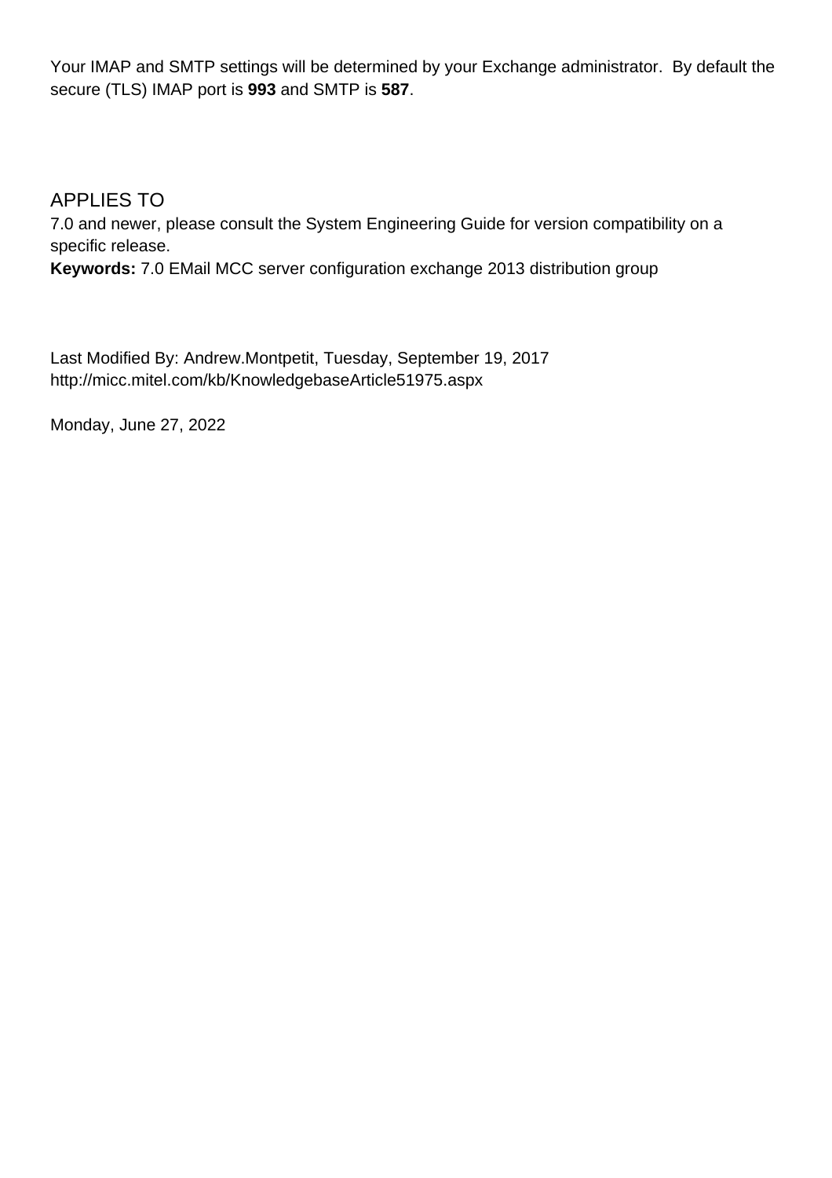Your IMAP and SMTP settings will be determined by your Exchange administrator.  By default the secure (TLS) IMAP port is **993** and SMTP is **587**.

## APPLIES TO

7.0 and newer, please consult the System Engineering Guide for version compatibility on a specific release.

**Keywords:** 7.0 EMail MCC server configuration exchange 2013 distribution group

Last Modified By: Andrew.Montpetit, Tuesday, September 19, 2017
http://micc.mitel.com/kb/KnowledgebaseArticle51975.aspx

Monday, June 27, 2022